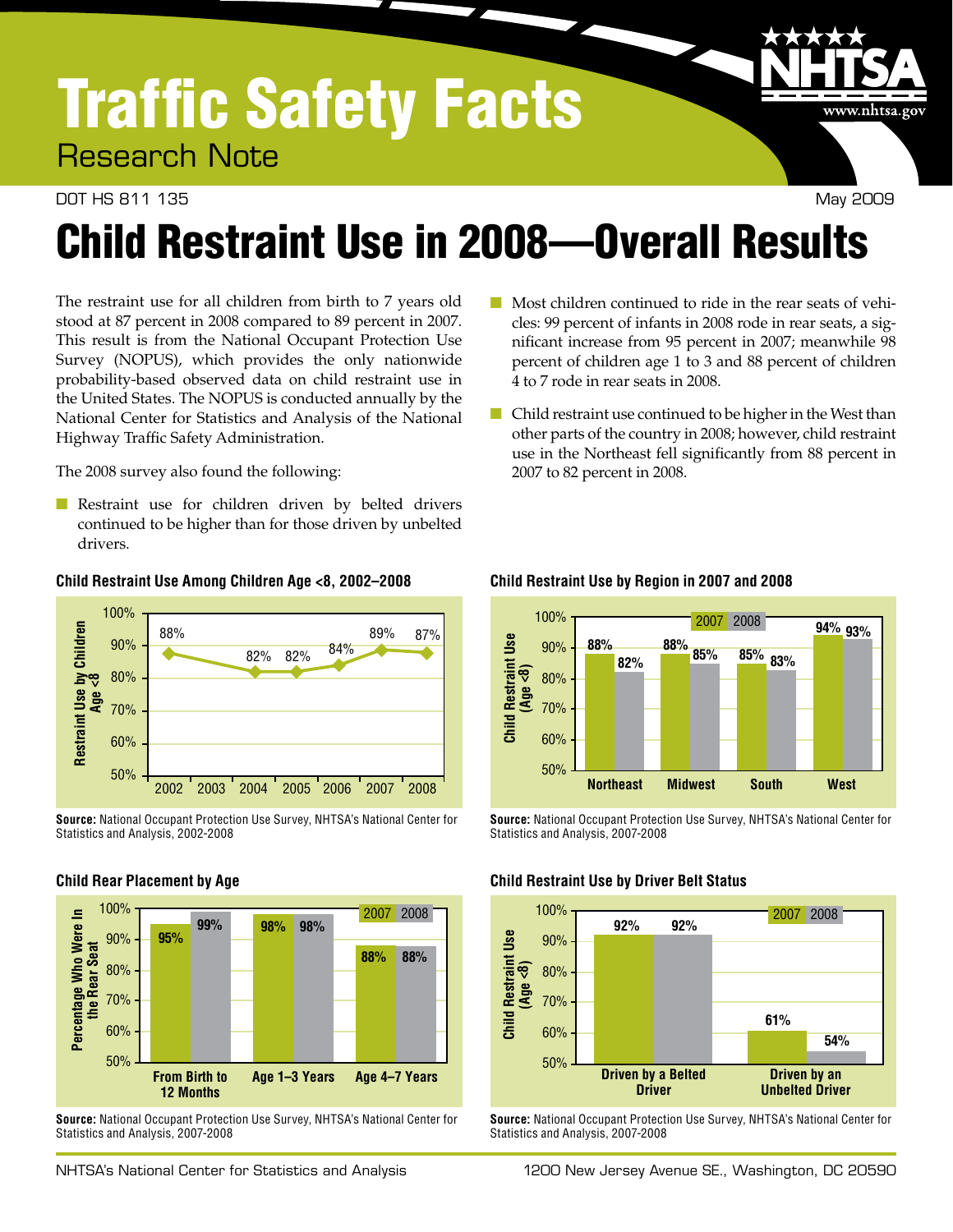# Traffic Safety Facts

Research Note

DOT HS 811 135 May 2009

# Child Restraint Use in 2008—Overall Results

The restraint use for all children from birth to 7 years old stood at 87 percent in 2008 compared to 89 percent in 2007. This result is from the National Occupant Protection Use Survey (NOPUS), which provides the only nationwide probability-based observed data on child restraint use in the United States. The NOPUS is conducted annually by the National Center for Statistics and Analysis of the National Highway Traffic Safety Administration.

The 2008 survey also found the following:

- Restraint use for children driven by belted drivers continued to be higher than for those driven by unbelted drivers.
- Most children continued to ride in the rear seats of vehicles: 99 percent of infants in 2008 rode in rear seats, a significant increase from 95 percent in 2007; meanwhile 98 percent of children age 1 to 3 and 88 percent of children 4 to 7 rode in rear seats in 2008.
- Child restraint use continued to be higher in the West than other parts of the country in 2008; however, child restraint use in the Northeast fell significantly from 88 percent in 2007 to 82 percent in 2008.

### Child Restraint Use Among Children Age <8, 2002–2008

| Year | Restraint Use by Children Age <8 |
|---|---|
| 2002 | 88% |
| 2004 | 82% |
| 2005 | 82% |
| 2006 | 84% |
| 2007 | 89% |
| 2008 | 87% |

**Source:** National Occupant Protection Use Survey, NHTSA's National Center for Statistics and Analysis, 2002-2008

### Child Restraint Use by Region in 2007 and 2008

| Region | 2007 | 2008 |
|---|---|---|
| Northeast | 88% | 82% |
| Midwest | 88% | 85% |
| South | 85% | 83% |
| West | 94% | 93% |

**Source:** National Occupant Protection Use Survey, NHTSA's National Center for Statistics and Analysis, 2007-2008

### Child Rear Placement by Age

| Age | 2007 | 2008 |
|---|---|---|
| From Birth to 12 Months | 95% | 99% |
| Age 1–3 Years | 98% | 98% |
| Age 4–7 Years | 88% | 88% |

**Source:** National Occupant Protection Use Survey, NHTSA's National Center for Statistics and Analysis, 2007-2008

### Child Restraint Use by Driver Belt Status

| Driver Belt Status | 2007 | 2008 |
|---|---|---|
| Driven by a Belted Driver | 92% | 92% |
| Driven by an Unbelted Driver | 61% | 54% |

**Source:** National Occupant Protection Use Survey, NHTSA's National Center for Statistics and Analysis, 2007-2008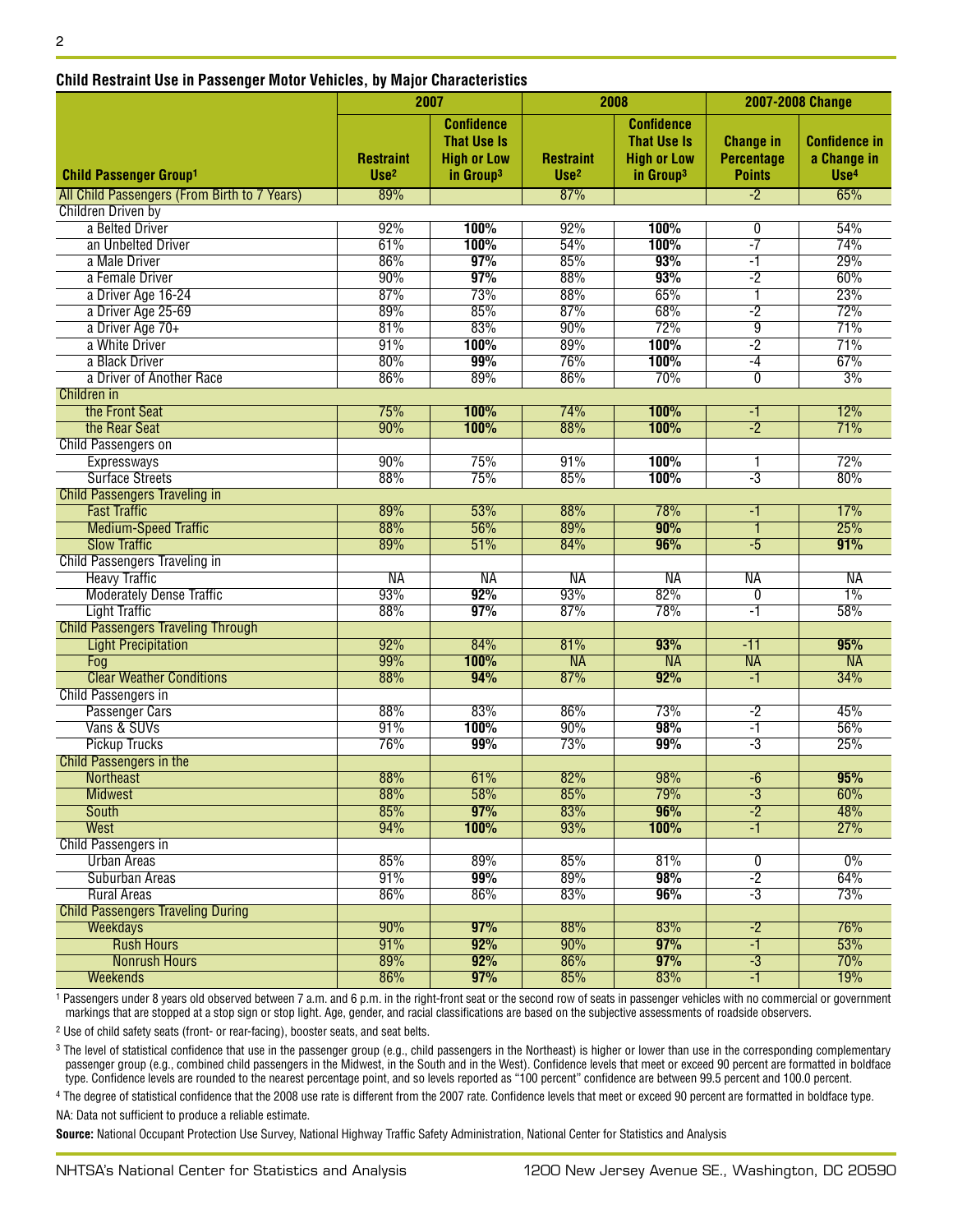**Child Restraint Use in Passenger Motor Vehicles, by Major Characteristics**

| Child Passenger Group[1] | 2007 | | 2008 | | 2007-2008 Change | |
|---|---|---|---|---|---|---|
| | Restraint Use[2] | Confidence That Use Is High or Low in Group[3] | Restraint Use[2] | Confidence That Use Is High or Low in Group[3] | Change in Percentage Points | Confidence in a Change in Use[4] |
| All Child Passengers (From Birth to 7 Years) | 89% | | 87% | | -2 | 65% |
| Children Driven by | | | | | | |
| a Belted Driver | 92% | **100%** | 92% | **100%** | 0 | 54% |
| an Unbelted Driver | 61% | **100%** | 54% | **100%** | -7 | 74% |
| a Male Driver | 86% | **97%** | 85% | **93%** | -1 | 29% |
| a Female Driver | 90% | **97%** | 88% | **93%** | -2 | 60% |
| a Driver Age 16-24 | 87% | 73% | 88% | 65% | 1 | 23% |
| a Driver Age 25-69 | 89% | 85% | 87% | 68% | -2 | 72% |
| a Driver Age 70+ | 81% | 83% | 90% | 72% | 9 | 71% |
| a White Driver | 91% | **100%** | 89% | **100%** | -2 | 71% |
| a Black Driver | 80% | **99%** | 76% | **100%** | -4 | 67% |
| a Driver of Another Race | 86% | 89% | 86% | 70% | 0 | 3% |
| Children in | | | | | | |
| the Front Seat | 75% | **100%** | 74% | **100%** | -1 | 12% |
| the Rear Seat | 90% | **100%** | 88% | **100%** | -2 | 71% |
| Child Passengers on | | | | | | |
| Expressways | 90% | 75% | 91% | **100%** | 1 | 72% |
| Surface Streets | 88% | 75% | 85% | **100%** | -3 | 80% |
| Child Passengers Traveling in | | | | | | |
| Fast Traffic | 89% | 53% | 88% | 78% | -1 | 17% |
| Medium-Speed Traffic | 88% | 56% | 89% | **90%** | 1 | 25% |
| Slow Traffic | 89% | 51% | 84% | **96%** | -5 | **91%** |
| Child Passengers Traveling in | | | | | | |
| Heavy Traffic | NA | NA | NA | NA | NA | NA |
| Moderately Dense Traffic | 93% | **92%** | 93% | 82% | 0 | 1% |
| Light Traffic | 88% | **97%** | 87% | 78% | -1 | 58% |
| Child Passengers Traveling Through | | | | | | |
| Light Precipitation | 92% | 84% | 81% | **93%** | -11 | **95%** |
| Fog | 99% | **100%** | NA | NA | NA | NA |
| Clear Weather Conditions | 88% | **94%** | 87% | **92%** | -1 | 34% |
| Child Passengers in | | | | | | |
| Passenger Cars | 88% | 83% | 86% | 73% | -2 | 45% |
| Vans & SUVs | 91% | **100%** | 90% | **98%** | -1 | 56% |
| Pickup Trucks | 76% | **99%** | 73% | **99%** | -3 | 25% |
| Child Passengers in the | | | | | | |
| Northeast | 88% | 61% | 82% | 98% | -6 | **95%** |
| Midwest | 88% | 58% | 85% | 79% | -3 | 60% |
| South | 85% | **97%** | 83% | **96%** | -2 | 48% |
| West | 94% | **100%** | 93% | **100%** | -1 | 27% |
| Child Passengers in | | | | | | |
| Urban Areas | 85% | 89% | 85% | 81% | 0 | 0% |
| Suburban Areas | 91% | **99%** | 89% | **98%** | -2 | 64% |
| Rural Areas | 86% | 86% | 83% | **96%** | -3 | 73% |
| Child Passengers Traveling During | | | | | | |
| Weekdays | 90% | **97%** | 88% | 83% | -2 | 76% |
| Rush Hours | 91% | **92%** | 90% | **97%** | -1 | 53% |
| Nonrush Hours | 89% | **92%** | 86% | **97%** | -3 | 70% |
| Weekends | 86% | **97%** | 85% | 83% | -1 | 19% |

[1] Passengers under 8 years old observed between 7 a.m. and 6 p.m. in the right-front seat or the second row of seats in passenger vehicles with no commercial or government markings that are stopped at a stop sign or stop light. Age, gender, and racial classifications are based on the subjective assessments of roadside observers.

[2] Use of child safety seats (front- or rear-facing), booster seats, and seat belts.

[3] The level of statistical confidence that use in the passenger group (e.g., child passengers in the Northeast) is higher or lower than use in the corresponding complementary passenger group (e.g., combined child passengers in the Midwest, in the South and in the West). Confidence levels that meet or exceed 90 percent are formatted in boldface type. Confidence levels are rounded to the nearest percentage point, and so levels reported as "100 percent" confidence are between 99.5 percent and 100.0 percent.

[4] The degree of statistical confidence that the 2008 use rate is different from the 2007 rate. Confidence levels that meet or exceed 90 percent are formatted in boldface type.

NA: Data not sufficient to produce a reliable estimate.

**Source:** National Occupant Protection Use Survey, National Highway Traffic Safety Administration, National Center for Statistics and Analysis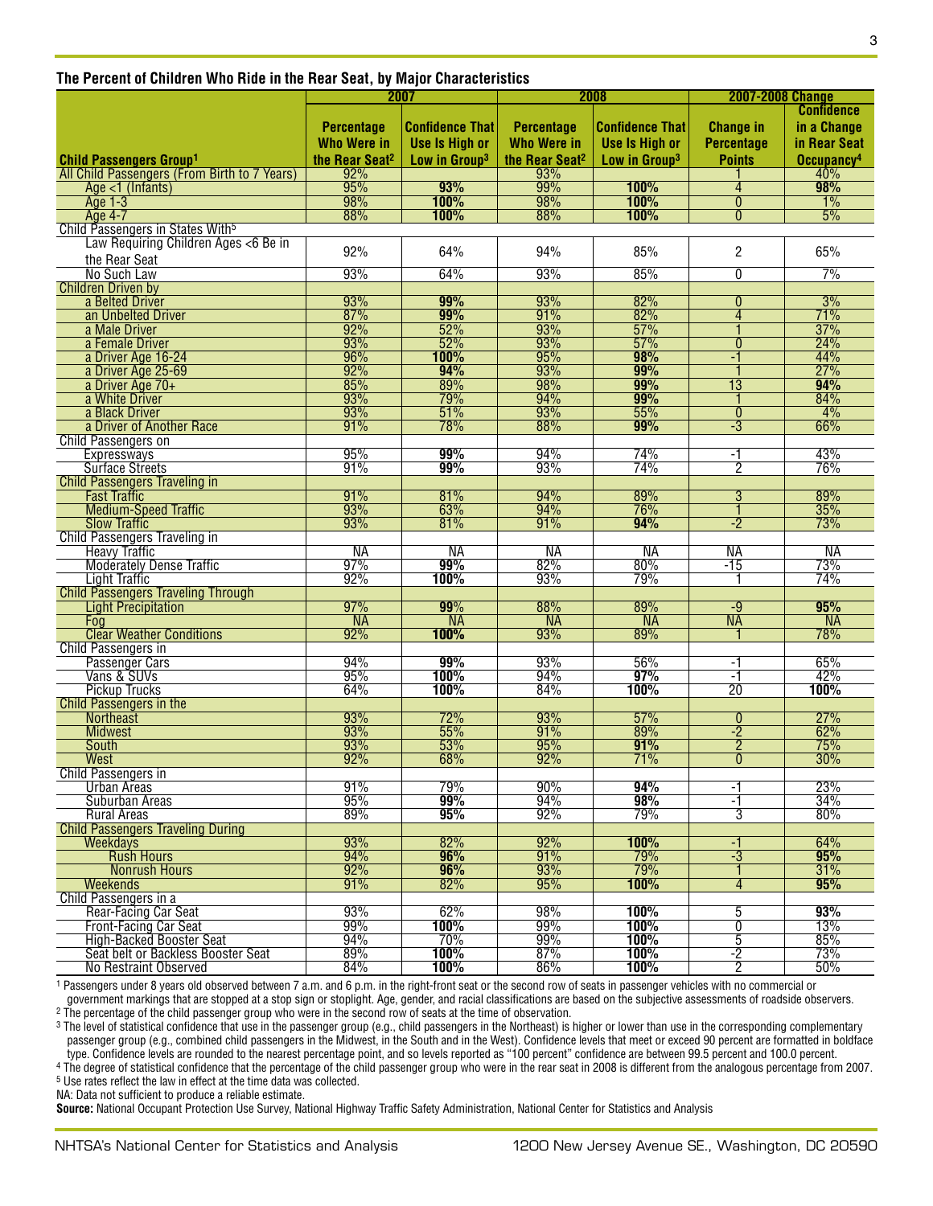**The Percent of Children Who Ride in the Rear Seat, by Major Characteristics**

| | 2007 | | 2008 | | 2007-2008 Change | |
|---|---|---|---|---|---|---|
| **Child Passengers Group[1]** | **Percentage Who Were in the Rear Seat[2]** | **Confidence That Use Is High or Low in Group[3]** | **Percentage Who Were in the Rear Seat[2]** | **Confidence That Use Is High or Low in Group[3]** | **Change in Percentage Points** | **Confidence in a Change in Rear Seat Occupancy[4]** |
| All Child Passengers (From Birth to 7 Years) | 92% | | 93% | | 1 | 40% |
| Age <1 (Infants) | 95% | **93%** | 99% | **100%** | 4 | **98%** |
| Age 1-3 | 98% | **100%** | 98% | **100%** | 0 | 1% |
| Age 4-7 | 88% | **100%** | 88% | **100%** | 0 | 5% |
| Child Passengers in States With[5] | | | | | | |
| Law Requiring Children Ages <6 Be in the Rear Seat | 92% | 64% | 94% | 85% | 2 | 65% |
| No Such Law | 93% | 64% | 93% | 85% | 0 | 7% |
| Children Driven by | | | | | | |
| a Belted Driver | 93% | **99%** | 93% | 82% | 0 | 3% |
| an Unbelted Driver | 87% | **99%** | 91% | 82% | 4 | 71% |
| a Male Driver | 92% | 52% | 93% | 57% | 1 | 37% |
| a Female Driver | 93% | 52% | 93% | 57% | 0 | 24% |
| a Driver Age 16-24 | 96% | **100%** | 95% | **98%** | -1 | 44% |
| a Driver Age 25-69 | 92% | **94%** | 93% | **99%** | 1 | 27% |
| a Driver Age 70+ | 85% | 89% | 98% | **99%** | 13 | **94%** |
| a White Driver | 93% | 79% | 94% | **99%** | 1 | 84% |
| a Black Driver | 93% | 51% | 93% | 55% | 0 | 4% |
| a Driver of Another Race | 91% | 78% | 88% | **99%** | -3 | 66% |
| Child Passengers on | | | | | | |
| Expressways | 95% | **99%** | 94% | 74% | -1 | 43% |
| Surface Streets | 91% | **99%** | 93% | 74% | 2 | 76% |
| Child Passengers Traveling in | | | | | | |
| Fast Traffic | 91% | 81% | 94% | 89% | 3 | 89% |
| Medium-Speed Traffic | 93% | 63% | 94% | 76% | 1 | 35% |
| Slow Traffic | 93% | 81% | 91% | **94%** | -2 | 73% |
| Child Passengers Traveling in | | | | | | |
| Heavy Traffic | NA | NA | NA | NA | NA | NA |
| Moderately Dense Traffic | 97% | **99%** | 82% | 80% | -15 | 73% |
| Light Traffic | 92% | **100%** | 93% | 79% | 1 | 74% |
| Child Passengers Traveling Through | | | | | | |
| Light Precipitation | 97% | **99%** | 88% | 89% | -9 | **95%** |
| Fog | NA | NA | NA | NA | NA | NA |
| Clear Weather Conditions | 92% | **100%** | 93% | 89% | 1 | 78% |
| Child Passengers in | | | | | | |
| Passenger Cars | 94% | **99%** | 93% | 56% | -1 | 65% |
| Vans & SUVs | 95% | **100%** | 94% | **97%** | -1 | 42% |
| Pickup Trucks | 64% | **100%** | 84% | **100%** | 20 | **100%** |
| Child Passengers in the | | | | | | |
| Northeast | 93% | 72% | 93% | 57% | 0 | 27% |
| Midwest | 93% | 55% | 91% | 89% | -2 | 62% |
| South | 93% | 53% | 95% | **91%** | 2 | 75% |
| West | 92% | 68% | 92% | 71% | 0 | 30% |
| Child Passengers in | | | | | | |
| Urban Areas | 91% | 79% | 90% | **94%** | -1 | 23% |
| Suburban Areas | 95% | **99%** | 94% | **98%** | -1 | 34% |
| Rural Areas | 89% | **95%** | 92% | 79% | 3 | 80% |
| Child Passengers Traveling During | | | | | | |
| Weekdays | 93% | 82% | 92% | **100%** | -1 | 64% |
| Rush Hours | 94% | **96%** | 91% | 79% | -3 | **95%** |
| Nonrush Hours | 92% | **96%** | 93% | 79% | 1 | 31% |
| Weekends | 91% | 82% | 95% | **100%** | 4 | **95%** |
| Child Passengers in a | | | | | | |
| Rear-Facing Car Seat | 93% | 62% | 98% | **100%** | 5 | **93%** |
| Front-Facing Car Seat | 99% | **100%** | 99% | **100%** | 0 | 13% |
| High-Backed Booster Seat | 94% | 70% | 99% | **100%** | 5 | 85% |
| Seat belt or Backless Booster Seat | 89% | **100%** | 87% | **100%** | -2 | 73% |
| No Restraint Observed | 84% | **100%** | 86% | **100%** | 2 | 50% |

[1] Passengers under 8 years old observed between 7 a.m. and 6 p.m. in the right-front seat or the second row of seats in passenger vehicles with no commercial or government markings that are stopped at a stop sign or stoplight. Age, gender, and racial classifications are based on the subjective assessments of roadside observers.
[2] The percentage of the child passenger group who were in the second row of seats at the time of observation.
[3] The level of statistical confidence that use in the passenger group (e.g., child passengers in the Northeast) is higher or lower than use in the corresponding complementary passenger group (e.g., combined child passengers in the Midwest, in the South and in the West). Confidence levels that meet or exceed 90 percent are formatted in boldface type. Confidence levels are rounded to the nearest percentage point, and so levels reported as "100 percent" confidence are between 99.5 percent and 100.0 percent.
[4] The degree of statistical confidence that the percentage of the child passenger group who were in the rear seat in 2008 is different from the analogous percentage from 2007.
[5] Use rates reflect the law in effect at the time data was collected.

NA: Data not sufficient to produce a reliable estimate.

**Source:** National Occupant Protection Use Survey, National Highway Traffic Safety Administration, National Center for Statistics and Analysis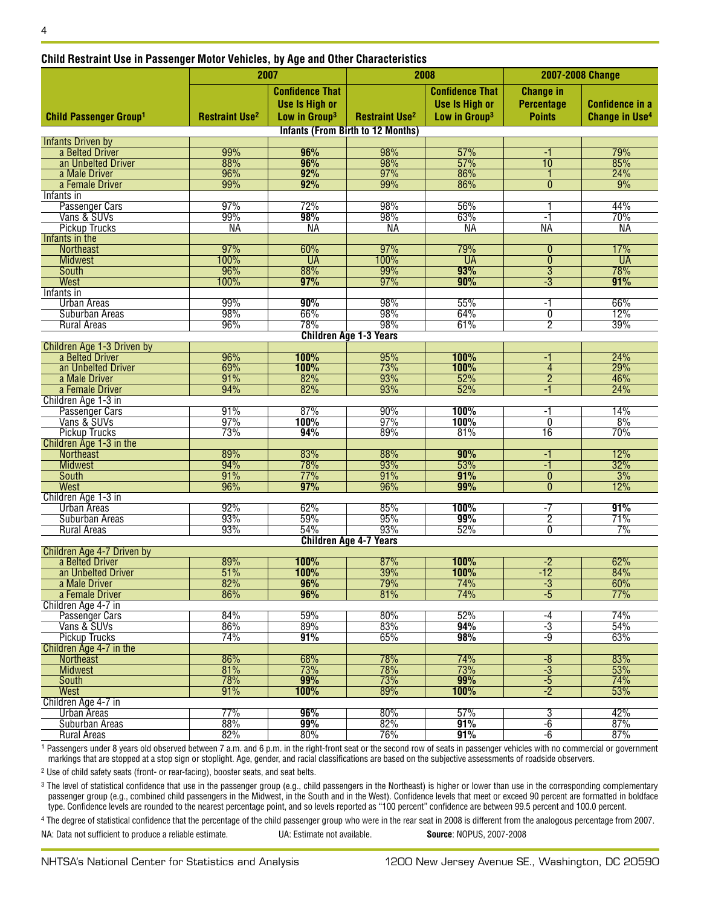### Child Restraint Use in Passenger Motor Vehicles, by Age and Other Characteristics

| Child Passenger Group[1] | 2007 | | 2008 | | 2007-2008 Change | |
|---|---|---|---|---|---|---|
| | Restraint Use[2] | Confidence That Use Is High or Low in Group[3] | Restraint Use[2] | Confidence That Use Is High or Low in Group[3] | Change in Percentage Points | Confidence in a Change in Use[4] |
| **Infants (From Birth to 12 Months)** | | | | | | |
| Infants Driven by | | | | | | |
| a Belted Driver | 99% | **96%** | 98% | 57% | -1 | 79% |
| an Unbelted Driver | 88% | **96%** | 98% | 57% | 10 | 85% |
| a Male Driver | 96% | **92%** | 97% | 86% | 1 | 24% |
| a Female Driver | 99% | **92%** | 99% | 86% | 0 | 9% |
| Infants in | | | | | | |
| Passenger Cars | 97% | 72% | 98% | 56% | 1 | 44% |
| Vans & SUVs | 99% | **98%** | 98% | 63% | -1 | 70% |
| Pickup Trucks | NA | NA | NA | NA | NA | NA |
| Infants in the | | | | | | |
| Northeast | 97% | 60% | 97% | 79% | 0 | 17% |
| Midwest | 100% | UA | 100% | UA | 0 | UA |
| South | 96% | 88% | 99% | **93%** | 3 | 78% |
| West | 100% | **97%** | 97% | **90%** | -3 | **91%** |
| Infants in | | | | | | |
| Urban Areas | 99% | **90%** | 98% | 55% | -1 | 66% |
| Suburban Areas | 98% | 66% | 98% | 64% | 0 | 12% |
| Rural Areas | 96% | 78% | 98% | 61% | 2 | 39% |
| **Children Age 1-3 Years** | | | | | | |
| Children Age 1-3 Driven by | | | | | | |
| a Belted Driver | 96% | **100%** | 95% | **100%** | -1 | 24% |
| an Unbelted Driver | 69% | **100%** | 73% | **100%** | 4 | 29% |
| a Male Driver | 91% | 82% | 93% | 52% | 2 | 46% |
| a Female Driver | 94% | 82% | 93% | 52% | -1 | 24% |
| Children Age 1-3 in | | | | | | |
| Passenger Cars | 91% | 87% | 90% | **100%** | -1 | 14% |
| Vans & SUVs | 97% | **100%** | 97% | **100%** | 0 | 8% |
| Pickup Trucks | 73% | **94%** | 89% | 81% | 16 | 70% |
| Children Age 1-3 in the | | | | | | |
| Northeast | 89% | 83% | 88% | **90%** | -1 | 12% |
| Midwest | 94% | 78% | 93% | 53% | -1 | 32% |
| South | 91% | 77% | 91% | **91%** | 0 | 3% |
| West | 96% | **97%** | 96% | **99%** | 0 | 12% |
| Children Age 1-3 in | | | | | | |
| Urban Areas | 92% | 62% | 85% | **100%** | -7 | **91%** |
| Suburban Areas | 93% | 59% | 95% | **99%** | 2 | 71% |
| Rural Areas | 93% | 54% | 93% | 52% | 0 | 7% |
| **Children Age 4-7 Years** | | | | | | |
| Children Age 4-7 Driven by | | | | | | |
| a Belted Driver | 89% | **100%** | 87% | **100%** | -2 | 62% |
| an Unbelted Driver | 51% | **100%** | 39% | **100%** | -12 | 84% |
| a Male Driver | 82% | **96%** | 79% | 74% | -3 | 60% |
| a Female Driver | 86% | **96%** | 81% | 74% | -5 | 77% |
| Children Age 4-7 in | | | | | | |
| Passenger Cars | 84% | 59% | 80% | 52% | -4 | 74% |
| Vans & SUVs | 86% | 89% | 83% | **94%** | -3 | 54% |
| Pickup Trucks | 74% | **91%** | 65% | **98%** | -9 | 63% |
| Children Age 4-7 in the | | | | | | |
| Northeast | 86% | 68% | 78% | 74% | -8 | 83% |
| Midwest | 81% | 73% | 78% | 73% | -3 | 53% |
| South | 78% | **99%** | 73% | **99%** | -5 | 74% |
| West | 91% | **100%** | 89% | **100%** | -2 | 53% |
| Children Age 4-7 in | | | | | | |
| Urban Areas | 77% | **96%** | 80% | 57% | 3 | 42% |
| Suburban Areas | 88% | **99%** | 82% | **91%** | -6 | 87% |
| Rural Areas | 82% | 80% | 76% | **91%** | -6 | 87% |

[1] Passengers under 8 years old observed between 7 a.m. and 6 p.m. in the right-front seat or the second row of seats in passenger vehicles with no commercial or government markings that are stopped at a stop sign or stoplight. Age, gender, and racial classifications are based on the subjective assessments of roadside observers.

[2] Use of child safety seats (front- or rear-facing), booster seats, and seat belts.

[3] The level of statistical confidence that use in the passenger group (e.g., child passengers in the Northeast) is higher or lower than use in the corresponding complementary passenger group (e.g., combined child passengers in the Midwest, in the South and in the West). Confidence levels that meet or exceed 90 percent are formatted in boldface type. Confidence levels are rounded to the nearest percentage point, and so levels reported as "100 percent" confidence are between 99.5 percent and 100.0 percent.

[4] The degree of statistical confidence that the percentage of the child passenger group who were in the rear seat in 2008 is different from the analogous percentage from 2007.

NA: Data not sufficient to produce a reliable estimate. UA: Estimate not available. **Source**: NOPUS, 2007-2008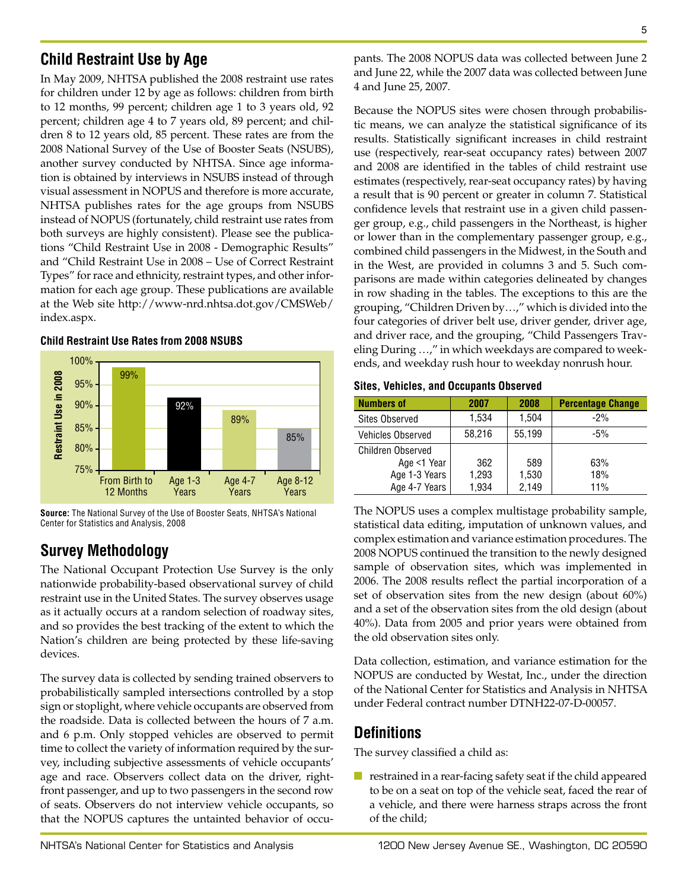## Child Restraint Use by Age

In May 2009, NHTSA published the 2008 restraint use rates for children under 12 by age as follows: children from birth to 12 months, 99 percent; children age 1 to 3 years old, 92 percent; children age 4 to 7 years old, 89 percent; and children 8 to 12 years old, 85 percent. These rates are from the 2008 National Survey of the Use of Booster Seats (NSUBS), another survey conducted by NHTSA. Since age information is obtained by interviews in NSUBS instead of through visual assessment in NOPUS and therefore is more accurate, NHTSA publishes rates for the age groups from NSUBS instead of NOPUS (fortunately, child restraint use rates from both surveys are highly consistent). Please see the publications "Child Restraint Use in 2008 - Demographic Results" and "Child Restraint Use in 2008 – Use of Correct Restraint Types" for race and ethnicity, restraint types, and other information for each age group. These publications are available at the Web site http://www-nrd.nhtsa.dot.gov/CMSWeb/index.aspx.

**Child Restraint Use Rates from 2008 NSUBS**

| Age Group | Restraint Use in 2008 |
|---|---|
| From Birth to 12 Months | 99% |
| Age 1-3 Years | 92% |
| Age 4-7 Years | 89% |
| Age 8-12 Years | 85% |

**Source:** The National Survey of the Use of Booster Seats, NHTSA's National Center for Statistics and Analysis, 2008

## Survey Methodology

The National Occupant Protection Use Survey is the only nationwide probability-based observational survey of child restraint use in the United States. The survey observes usage as it actually occurs at a random selection of roadway sites, and so provides the best tracking of the extent to which the Nation's children are being protected by these life-saving devices.

The survey data is collected by sending trained observers to probabilistically sampled intersections controlled by a stop sign or stoplight, where vehicle occupants are observed from the roadside. Data is collected between the hours of 7 a.m. and 6 p.m. Only stopped vehicles are observed to permit time to collect the variety of information required by the survey, including subjective assessments of vehicle occupants' age and race. Observers collect data on the driver, right-front passenger, and up to two passengers in the second row of seats. Observers do not interview vehicle occupants, so that the NOPUS captures the untainted behavior of occupants. The 2008 NOPUS data was collected between June 2 and June 22, while the 2007 data was collected between June 4 and June 25, 2007.

Because the NOPUS sites were chosen through probabilistic means, we can analyze the statistical significance of its results. Statistically significant increases in child restraint use (respectively, rear-seat occupancy rates) between 2007 and 2008 are identified in the tables of child restraint use estimates (respectively, rear-seat occupancy rates) by having a result that is 90 percent or greater in column 7. Statistical confidence levels that restraint use in a given child passenger group, e.g., child passengers in the Northeast, is higher or lower than in the complementary passenger group, e.g., combined child passengers in the Midwest, in the South and in the West, are provided in columns 3 and 5. Such comparisons are made within categories delineated by changes in row shading in the tables. The exceptions to this are the grouping, "Children Driven by…," which is divided into the four categories of driver belt use, driver gender, driver age, and driver race, and the grouping, "Child Passengers Traveling During …," in which weekdays are compared to weekends, and weekday rush hour to weekday nonrush hour.

**Sites, Vehicles, and Occupants Observed**

| Numbers of | 2007 | 2008 | Percentage Change |
|---|---|---|---|
| Sites Observed | 1,534 | 1,504 | -2% |
| Vehicles Observed | 58,216 | 55,199 | -5% |
| Children Observed | | | |
| Age <1 Year | 362 | 589 | 63% |
| Age 1-3 Years | 1,293 | 1,530 | 18% |
| Age 4-7 Years | 1,934 | 2,149 | 11% |

The NOPUS uses a complex multistage probability sample, statistical data editing, imputation of unknown values, and complex estimation and variance estimation procedures. The 2008 NOPUS continued the transition to the newly designed sample of observation sites, which was implemented in 2006. The 2008 results reflect the partial incorporation of a set of observation sites from the new design (about 60%) and a set of the observation sites from the old design (about 40%). Data from 2005 and prior years were obtained from the old observation sites only.

Data collection, estimation, and variance estimation for the NOPUS are conducted by Westat, Inc., under the direction of the National Center for Statistics and Analysis in NHTSA under Federal contract number DTNH22-07-D-00057.

## Definitions

The survey classified a child as:

- restrained in a rear-facing safety seat if the child appeared to be on a seat on top of the vehicle seat, faced the rear of a vehicle, and there were harness straps across the front of the child;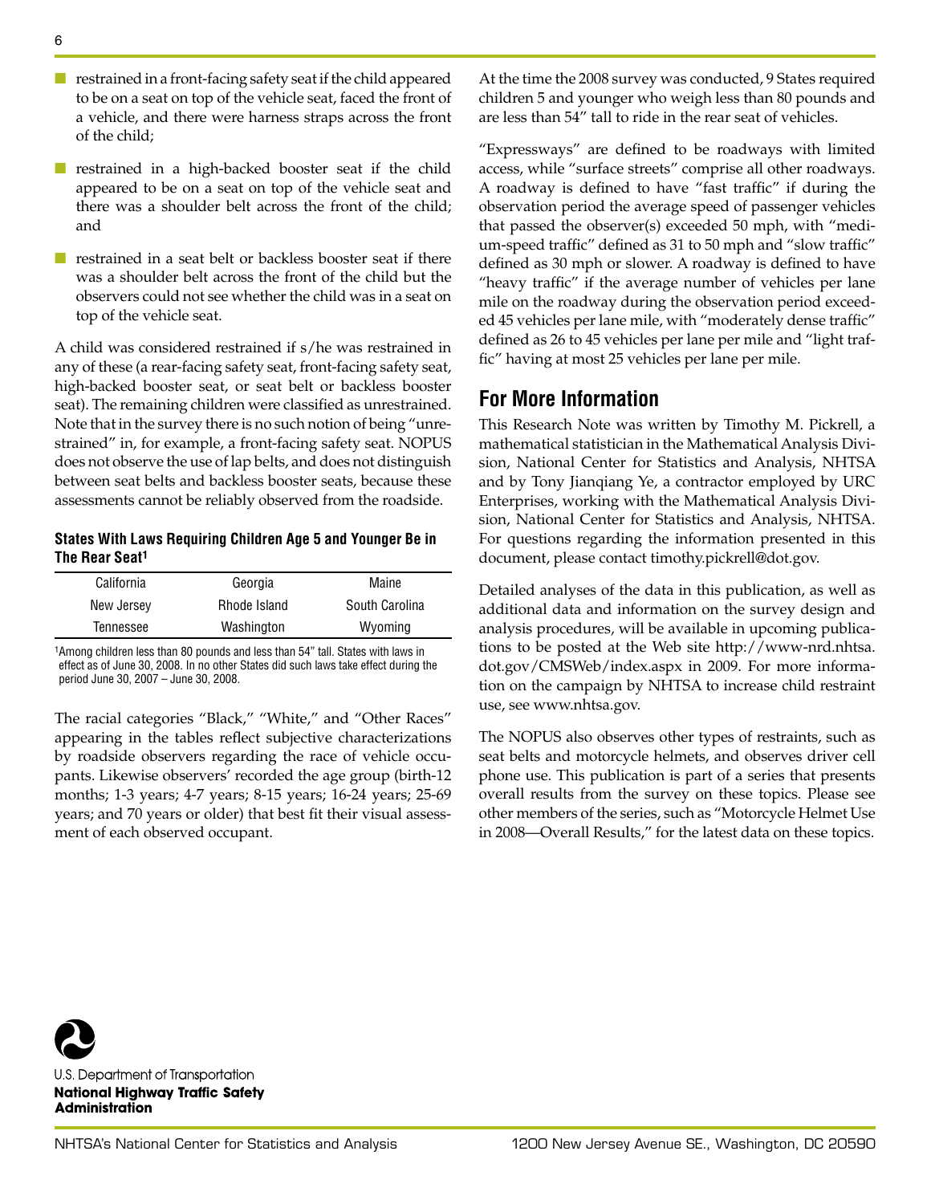- restrained in a front-facing safety seat if the child appeared to be on a seat on top of the vehicle seat, faced the front of a vehicle, and there were harness straps across the front of the child;
- restrained in a high-backed booster seat if the child appeared to be on a seat on top of the vehicle seat and there was a shoulder belt across the front of the child; and
- restrained in a seat belt or backless booster seat if there was a shoulder belt across the front of the child but the observers could not see whether the child was in a seat on top of the vehicle seat.

A child was considered restrained if s/he was restrained in any of these (a rear-facing safety seat, front-facing safety seat, high-backed booster seat, or seat belt or backless booster seat). The remaining children were classified as unrestrained. Note that in the survey there is no such notion of being "unrestrained" in, for example, a front-facing safety seat. NOPUS does not observe the use of lap belts, and does not distinguish between seat belts and backless booster seats, because these assessments cannot be reliably observed from the roadside.

**States With Laws Requiring Children Age 5 and Younger Be in The Rear Seat[1]**

| | | |
|---|---|---|
| California | Georgia | Maine |
| New Jersey | Rhode Island | South Carolina |
| Tennessee | Washington | Wyoming |

[1]Among children less than 80 pounds and less than 54" tall. States with laws in effect as of June 30, 2008. In no other States did such laws take effect during the period June 30, 2007 – June 30, 2008.

The racial categories "Black," "White," and "Other Races" appearing in the tables reflect subjective characterizations by roadside observers regarding the race of vehicle occupants. Likewise observers' recorded the age group (birth-12 months; 1-3 years; 4-7 years; 8-15 years; 16-24 years; 25-69 years; and 70 years or older) that best fit their visual assessment of each observed occupant.

At the time the 2008 survey was conducted, 9 States required children 5 and younger who weigh less than 80 pounds and are less than 54" tall to ride in the rear seat of vehicles.

"Expressways" are defined to be roadways with limited access, while "surface streets" comprise all other roadways. A roadway is defined to have "fast traffic" if during the observation period the average speed of passenger vehicles that passed the observer(s) exceeded 50 mph, with "medium-speed traffic" defined as 31 to 50 mph and "slow traffic" defined as 30 mph or slower. A roadway is defined to have "heavy traffic" if the average number of vehicles per lane mile on the roadway during the observation period exceeded 45 vehicles per lane mile, with "moderately dense traffic" defined as 26 to 45 vehicles per lane per mile and "light traffic" having at most 25 vehicles per lane per mile.

## For More Information

This Research Note was written by Timothy M. Pickrell, a mathematical statistician in the Mathematical Analysis Division, National Center for Statistics and Analysis, NHTSA and by Tony Jianqiang Ye, a contractor employed by URC Enterprises, working with the Mathematical Analysis Division, National Center for Statistics and Analysis, NHTSA. For questions regarding the information presented in this document, please contact timothy.pickrell@dot.gov.

Detailed analyses of the data in this publication, as well as additional data and information on the survey design and analysis procedures, will be available in upcoming publications to be posted at the Web site http://www-nrd.nhtsa.dot.gov/CMSWeb/index.aspx in 2009. For more information on the campaign by NHTSA to increase child restraint use, see www.nhtsa.gov.

The NOPUS also observes other types of restraints, such as seat belts and motorcycle helmets, and observes driver cell phone use. This publication is part of a series that presents overall results from the survey on these topics. Please see other members of the series, such as "Motorcycle Helmet Use in 2008—Overall Results," for the latest data on these topics.

U.S. Department of Transportation
**National Highway Traffic Safety Administration**

NHTSA's National Center for Statistics and Analysis 1200 New Jersey Avenue SE., Washington, DC 20590